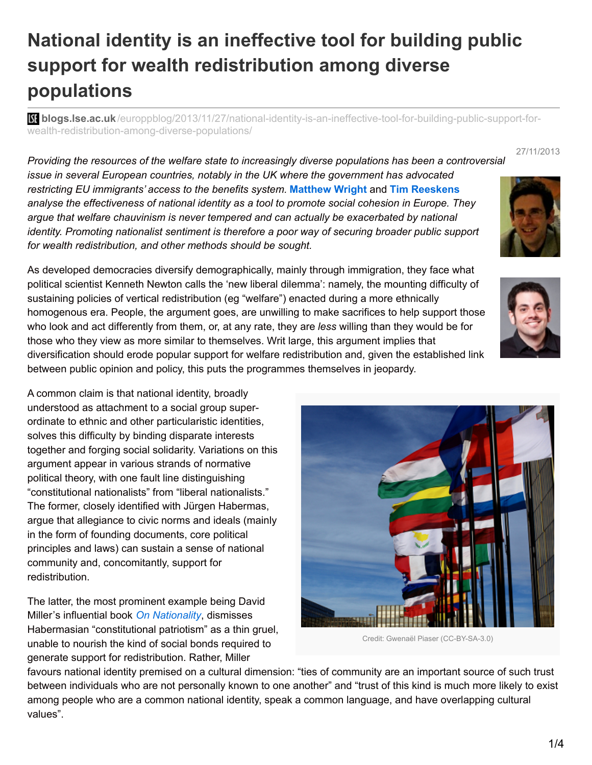# National identity is an ineffective tool for building public support for wealth redistribution among diverse populations

**blogs.lse.ac.uk**/europpblog/2013/11/27/national-identity-is-an-ineffective-tool-for-building-public-support-for-wealth-redistribution-among-diverse-populations/

27/11/2013

*Providing the resources of the welfare state to increasingly diverse populations has been a controversial issue in several European countries, notably in the UK where the government has advocated restricting EU immigrants' access to the benefits system.* **Matthew Wright** *and* **Tim Reeskens** *analyse the effectiveness of national identity as a tool to promote social cohesion in Europe. They argue that welfare chauvinism is never tempered and can actually be exacerbated by national identity. Promoting nationalist sentiment is therefore a poor way of securing broader public support for wealth redistribution, and other methods should be sought.*

As developed democracies diversify demographically, mainly through immigration, they face what political scientist Kenneth Newton calls the 'new liberal dilemma': namely, the mounting difficulty of sustaining policies of vertical redistribution (eg "welfare") enacted during a more ethnically homogenous era. People, the argument goes, are unwilling to make sacrifices to help support those who look and act differently from them, or, at any rate, they are *less* willing than they would be for those who they view as more similar to themselves. Writ large, this argument implies that diversification should erode popular support for welfare redistribution and, given the established link between public opinion and policy, this puts the programmes themselves in jeopardy.

A common claim is that national identity, broadly understood as attachment to a social group super-ordinate to ethnic and other particularistic identities, solves this difficulty by binding disparate interests together and forging social solidarity. Variations on this argument appear in various strands of normative political theory, with one fault line distinguishing "constitutional nationalists" from "liberal nationalists." The former, closely identified with Jürgen Habermas, argue that allegiance to civic norms and ideals (mainly in the form of founding documents, core political principles and laws) can sustain a sense of national community and, concomitantly, support for redistribution.

Credit: Gwenaël Piaser (CC-BY-SA-3.0)

The latter, the most prominent example being David Miller's influential book *On Nationality*, dismisses Habermasian "constitutional patriotism" as a thin gruel, unable to nourish the kind of social bonds required to generate support for redistribution. Rather, Miller favours national identity premised on a cultural dimension: "ties of community are an important source of such trust between individuals who are not personally known to one another" and "trust of this kind is much more likely to exist among people who are a common national identity, speak a common language, and have overlapping cultural values".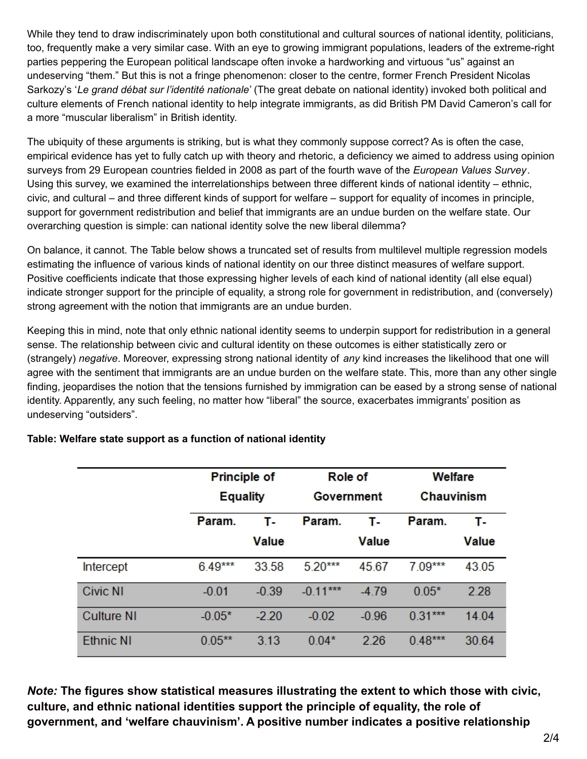While they tend to draw indiscriminately upon both constitutional and cultural sources of national identity, politicians, too, frequently make a very similar case. With an eye to growing immigrant populations, leaders of the extreme-right parties peppering the European political landscape often invoke a hardworking and virtuous "us" against an undeserving "them." But this is not a fringe phenomenon: closer to the centre, former French President Nicolas Sarkozy's '*Le grand débat sur l'identité nationale*' (The great debate on national identity) invoked both political and culture elements of French national identity to help integrate immigrants, as did British PM David Cameron's call for a more "muscular liberalism" in British identity.

The ubiquity of these arguments is striking, but is what they commonly suppose correct? As is often the case, empirical evidence has yet to fully catch up with theory and rhetoric, a deficiency we aimed to address using opinion surveys from 29 European countries fielded in 2008 as part of the fourth wave of the *European Values Survey*. Using this survey, we examined the interrelationships between three different kinds of national identity – ethnic, civic, and cultural – and three different kinds of support for welfare – support for equality of incomes in principle, support for government redistribution and belief that immigrants are an undue burden on the welfare state. Our overarching question is simple: can national identity solve the new liberal dilemma?

On balance, it cannot. The Table below shows a truncated set of results from multilevel multiple regression models estimating the influence of various kinds of national identity on our three distinct measures of welfare support. Positive coefficients indicate that those expressing higher levels of each kind of national identity (all else equal) indicate stronger support for the principle of equality, a strong role for government in redistribution, and (conversely) strong agreement with the notion that immigrants are an undue burden.

Keeping this in mind, note that only ethnic national identity seems to underpin support for redistribution in a general sense. The relationship between civic and cultural identity on these outcomes is either statistically zero or (strangely) *negative*. Moreover, expressing strong national identity of *any* kind increases the likelihood that one will agree with the sentiment that immigrants are an undue burden on the welfare state. This, more than any other single finding, jeopardises the notion that the tensions furnished by immigration can be eased by a strong sense of national identity. Apparently, any such feeling, no matter how "liberal" the source, exacerbates immigrants' position as undeserving "outsiders".

**Table: Welfare state support as a function of national identity**

| | Principle of Equality | | Role of Government | | Welfare Chauvinism | |
|---|---|---|---|---|---|---|
| | Param. | T-Value | Param. | T-Value | Param. | T-Value |
| Intercept | 6.49*** | 33.58 | 5.20*** | 45.67 | 7.09*** | 43.05 |
| Civic NI | -0.01 | -0.39 | -0.11*** | -4.79 | 0.05* | 2.28 |
| Culture NI | -0.05* | -2.20 | -0.02 | -0.96 | 0.31*** | 14.04 |
| Ethnic NI | 0.05** | 3.13 | 0.04* | 2.26 | 0.48*** | 30.64 |

***Note:*** **The figures show statistical measures illustrating the extent to which those with civic, culture, and ethnic national identities support the principle of equality, the role of government, and 'welfare chauvinism'. A positive number indicates a positive relationship**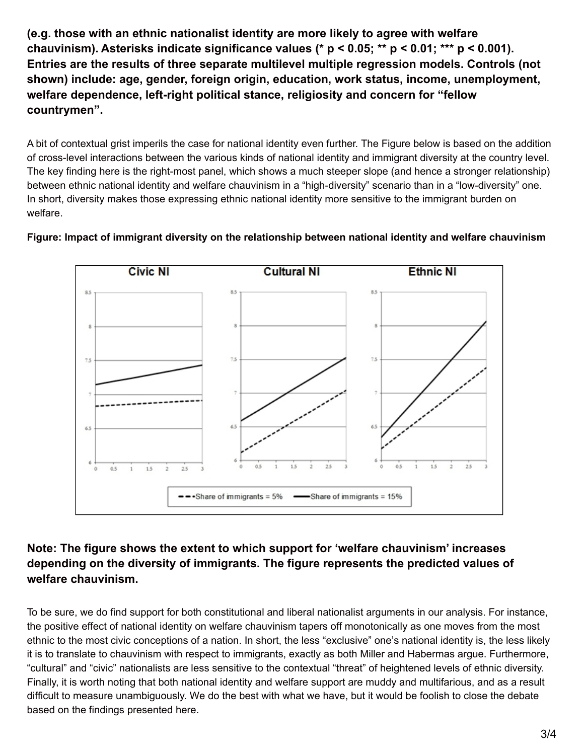**(e.g. those with an ethnic nationalist identity are more likely to agree with welfare chauvinism). Asterisks indicate significance values (* p < 0.05; ** p < 0.01; *** p < 0.001). Entries are the results of three separate multilevel multiple regression models. Controls (not shown) include: age, gender, foreign origin, education, work status, income, unemployment, welfare dependence, left-right political stance, religiosity and concern for "fellow countrymen".**

A bit of contextual grist imperils the case for national identity even further. The Figure below is based on the addition of cross-level interactions between the various kinds of national identity and immigrant diversity at the country level. The key finding here is the right-most panel, which shows a much steeper slope (and hence a stronger relationship) between ethnic national identity and welfare chauvinism in a "high-diversity" scenario than in a "low-diversity" one. In short, diversity makes those expressing ethnic national identity more sensitive to the immigrant burden on welfare.

**Figure: Impact of immigrant diversity on the relationship between national identity and welfare chauvinism**

**Note: The figure shows the extent to which support for 'welfare chauvinism' increases depending on the diversity of immigrants. The figure represents the predicted values of welfare chauvinism.**

To be sure, we do find support for both constitutional and liberal nationalist arguments in our analysis. For instance, the positive effect of national identity on welfare chauvinism tapers off monotonically as one moves from the most ethnic to the most civic conceptions of a nation. In short, the less "exclusive" one's national identity is, the less likely it is to translate to chauvinism with respect to immigrants, exactly as both Miller and Habermas argue. Furthermore, "cultural" and "civic" nationalists are less sensitive to the contextual "threat" of heightened levels of ethnic diversity. Finally, it is worth noting that both national identity and welfare support are muddy and multifarious, and as a result difficult to measure unambiguously. We do the best with what we have, but it would be foolish to close the debate based on the findings presented here.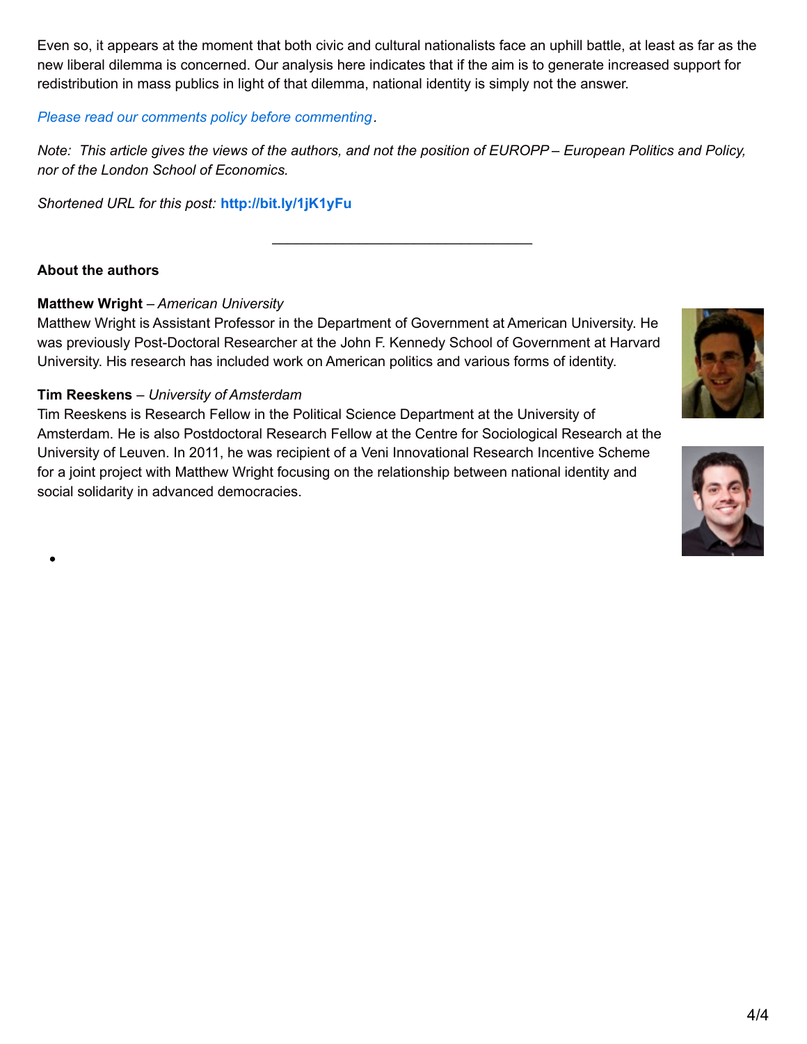Even so, it appears at the moment that both civic and cultural nationalists face an uphill battle, at least as far as the new liberal dilemma is concerned. Our analysis here indicates that if the aim is to generate increased support for redistribution in mass publics in light of that dilemma, national identity is simply not the answer.

*Please read our comments policy before commenting.*

*Note: This article gives the views of the authors, and not the position of EUROPP – European Politics and Policy, nor of the London School of Economics.*

*Shortened URL for this post:* **http://bit.ly/1jK1yFu**

---

**About the authors**

**Matthew Wright** – *American University*
Matthew Wright is Assistant Professor in the Department of Government at American University. He was previously Post-Doctoral Researcher at the John F. Kennedy School of Government at Harvard University. His research has included work on American politics and various forms of identity.

**Tim Reeskens** – *University of Amsterdam*
Tim Reeskens is Research Fellow in the Political Science Department at the University of Amsterdam. He is also Postdoctoral Research Fellow at the Centre for Sociological Research at the University of Leuven. In 2011, he was recipient of a Veni Innovational Research Incentive Scheme for a joint project with Matthew Wright focusing on the relationship between national identity and social solidarity in advanced democracies.